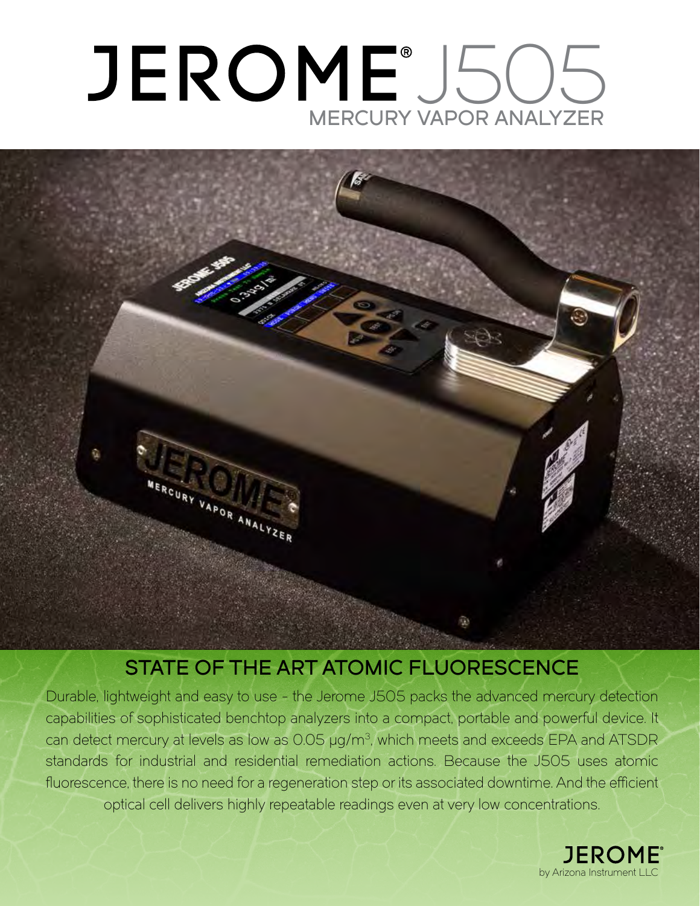# JEROME® J505

## MERCURY VAPOR ANALYZER

## STATE OF THE ART ATOMIC FLUORESCENCE

Durable, lightweight and easy to use - the Jerome J505 packs the advanced mercury detection capabilities of sophisticated benchtop analyzers into a compact, portable and powerful device. It can detect mercury at levels as low as 0.05 µg/m$^3$, which meets and exceeds EPA and ATSDR standards for industrial and residential remediation actions. Because the J505 uses atomic fluorescence, there is no need for a regeneration step or its associated downtime. And the efficient optical cell delivers highly repeatable readings even at very low concentrations.

JEROME® by Arizona Instrument LLC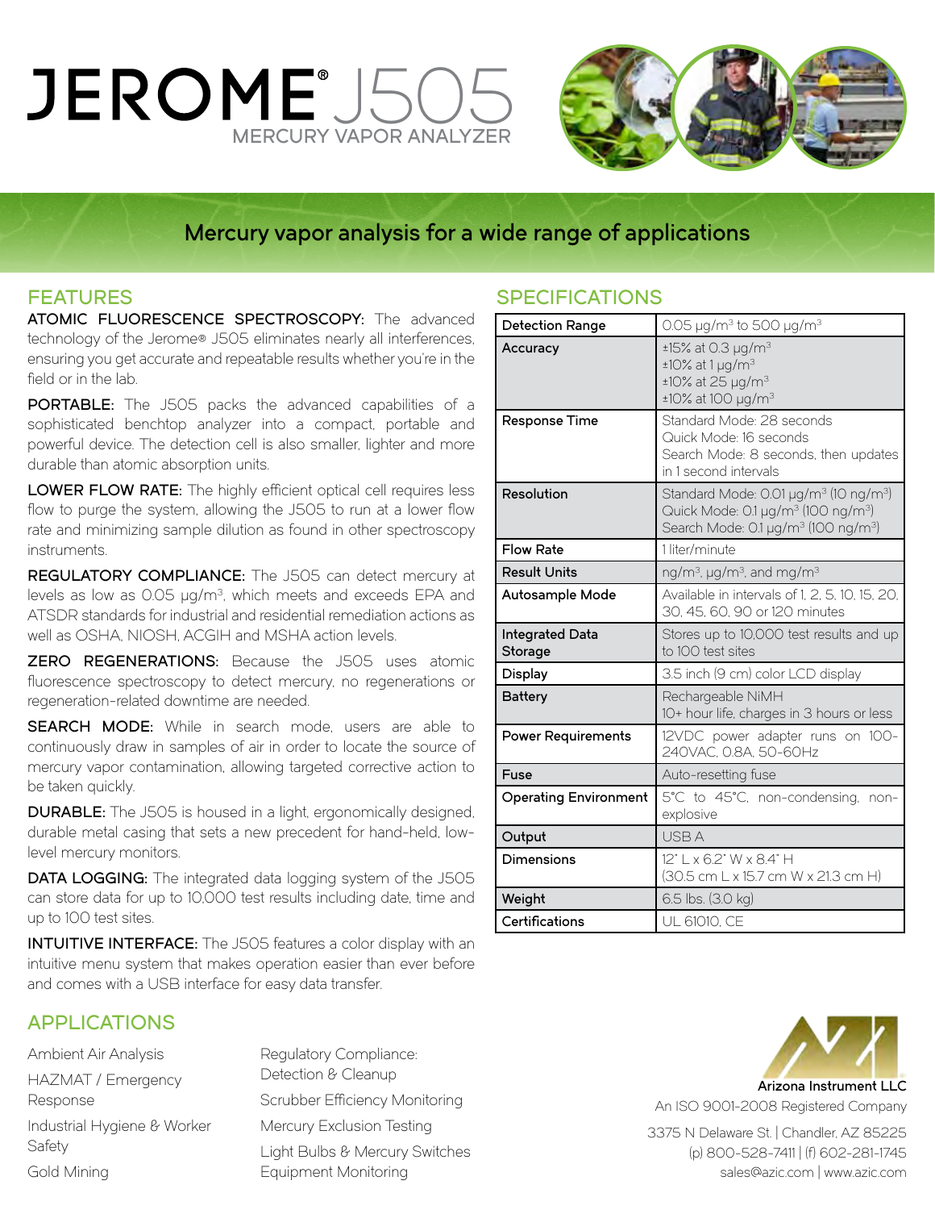# JEROME® J505

MERCURY VAPOR ANALYZER

## Mercury vapor analysis for a wide range of applications

## FEATURES

**ATOMIC FLUORESCENCE SPECTROSCOPY:** The advanced technology of the Jerome® J505 eliminates nearly all interferences, ensuring you get accurate and repeatable results whether you're in the field or in the lab.

**PORTABLE:** The J505 packs the advanced capabilities of a sophisticated benchtop analyzer into a compact, portable and powerful device. The detection cell is also smaller, lighter and more durable than atomic absorption units.

**LOWER FLOW RATE:** The highly efficient optical cell requires less flow to purge the system, allowing the J505 to run at a lower flow rate and minimizing sample dilution as found in other spectroscopy instruments.

**REGULATORY COMPLIANCE:** The J505 can detect mercury at levels as low as 0.05 μg/m$^3$, which meets and exceeds EPA and ATSDR standards for industrial and residential remediation actions as well as OSHA, NIOSH, ACGIH and MSHA action levels.

**ZERO REGENERATIONS:** Because the J505 uses atomic fluorescence spectroscopy to detect mercury, no regenerations or regeneration-related downtime are needed.

**SEARCH MODE:** While in search mode, users are able to continuously draw in samples of air in order to locate the source of mercury vapor contamination, allowing targeted corrective action to be taken quickly.

**DURABLE:** The J505 is housed in a light, ergonomically designed, durable metal casing that sets a new precedent for hand-held, low-level mercury monitors.

**DATA LOGGING:** The integrated data logging system of the J505 can store data for up to 10,000 test results including date, time and up to 100 test sites.

**INTUITIVE INTERFACE:** The J505 features a color display with an intuitive menu system that makes operation easier than ever before and comes with a USB interface for easy data transfer.

## SPECIFICATIONS

| | |
|---|---|
| Detection Range | 0.05 μg/m$^3$ to 500 μg/m$^3$ |
| Accuracy | ±15% at 0.3 μg/m$^3$<br>±10% at 1 μg/m$^3$<br>±10% at 25 μg/m$^3$<br>±10% at 100 μg/m$^3$ |
| Response Time | Standard Mode: 28 seconds<br>Quick Mode: 16 seconds<br>Search Mode: 8 seconds, then updates in 1 second intervals |
| Resolution | Standard Mode: 0.01 μg/m$^3$ (10 ng/m$^3$)<br>Quick Mode: 0.1 μg/m$^3$ (100 ng/m$^3$)<br>Search Mode: 0.1 μg/m$^3$ (100 ng/m$^3$) |
| Flow Rate | 1 liter/minute |
| Result Units | ng/m$^3$, μg/m$^3$, and mg/m$^3$ |
| Autosample Mode | Available in intervals of 1, 2, 5, 10, 15, 20, 30, 45, 60, 90 or 120 minutes |
| Integrated Data Storage | Stores up to 10,000 test results and up to 100 test sites |
| Display | 3.5 inch (9 cm) color LCD display |
| Battery | Rechargeable NiMH<br>10+ hour life, charges in 3 hours or less |
| Power Requirements | 12VDC power adapter runs on 100-240VAC, 0.8A, 50-60Hz |
| Fuse | Auto-resetting fuse |
| Operating Environment | 5°C to 45°C, non-condensing, non-explosive |
| Output | USB A |
| Dimensions | 12" L x 6.2" W x 8.4" H<br>(30.5 cm L x 15.7 cm W x 21.3 cm H) |
| Weight | 6.5 lbs. (3.0 kg) |
| Certifications | UL 61010, CE |

## APPLICATIONS

- Ambient Air Analysis
- HAZMAT / Emergency Response
- Industrial Hygiene & Worker Safety
- Gold Mining
- Regulatory Compliance: Detection & Cleanup
- Scrubber Efficiency Monitoring
- Mercury Exclusion Testing
- Light Bulbs & Mercury Switches
- Equipment Monitoring

**Arizona Instrument LLC**
An ISO 9001-2008 Registered Company
3375 N Delaware St. | Chandler, AZ 85225
(p) 800-528-7411 | (f) 602-281-1745
sales@azic.com | www.azic.com